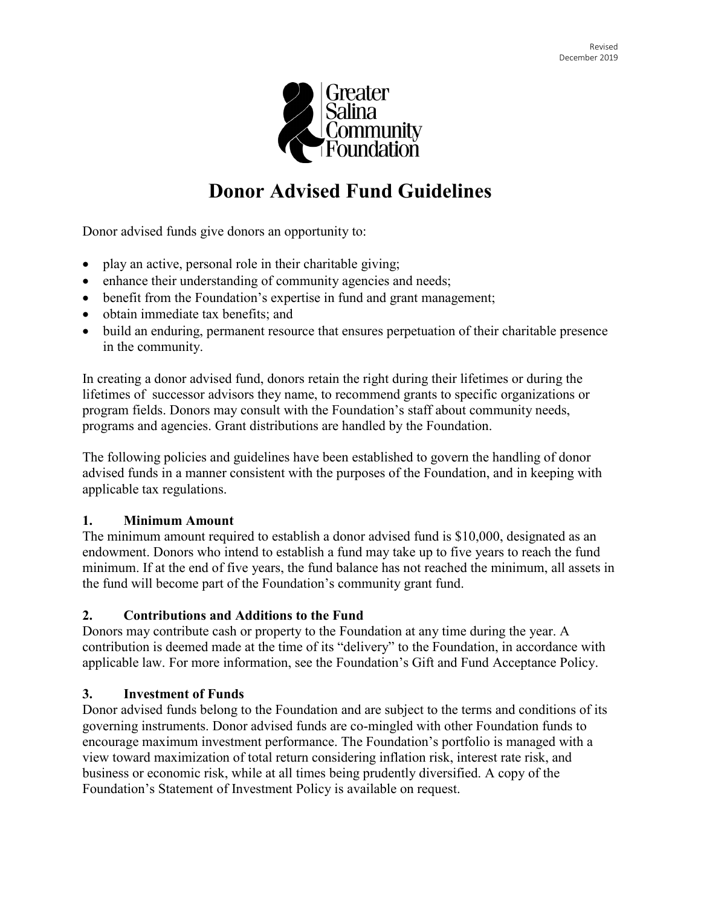Revised
December 2019

Greater Salina Community Foundation

# Donor Advised Fund Guidelines

Donor advised funds give donors an opportunity to:

- play an active, personal role in their charitable giving;
- enhance their understanding of community agencies and needs;
- benefit from the Foundation's expertise in fund and grant management;
- obtain immediate tax benefits; and
- build an enduring, permanent resource that ensures perpetuation of their charitable presence in the community.

In creating a donor advised fund, donors retain the right during their lifetimes or during the lifetimes of successor advisors they name, to recommend grants to specific organizations or program fields. Donors may consult with the Foundation's staff about community needs, programs and agencies. Grant distributions are handled by the Foundation.

The following policies and guidelines have been established to govern the handling of donor advised funds in a manner consistent with the purposes of the Foundation, and in keeping with applicable tax regulations.

### 1. Minimum Amount

The minimum amount required to establish a donor advised fund is $10,000, designated as an endowment. Donors who intend to establish a fund may take up to five years to reach the fund minimum. If at the end of five years, the fund balance has not reached the minimum, all assets in the fund will become part of the Foundation's community grant fund.

### 2. Contributions and Additions to the Fund

Donors may contribute cash or property to the Foundation at any time during the year. A contribution is deemed made at the time of its "delivery" to the Foundation, in accordance with applicable law. For more information, see the Foundation's Gift and Fund Acceptance Policy.

### 3. Investment of Funds

Donor advised funds belong to the Foundation and are subject to the terms and conditions of its governing instruments. Donor advised funds are co-mingled with other Foundation funds to encourage maximum investment performance. The Foundation's portfolio is managed with a view toward maximization of total return considering inflation risk, interest rate risk, and business or economic risk, while at all times being prudently diversified. A copy of the Foundation's Statement of Investment Policy is available on request.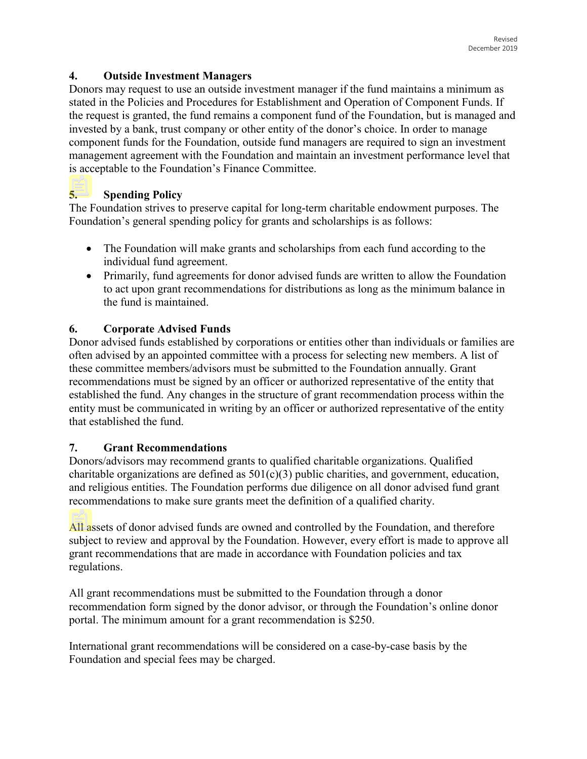### 4. Outside Investment Managers

Donors may request to use an outside investment manager if the fund maintains a minimum as stated in the Policies and Procedures for Establishment and Operation of Component Funds. If the request is granted, the fund remains a component fund of the Foundation, but is managed and invested by a bank, trust company or other entity of the donor's choice. In order to manage component funds for the Foundation, outside fund managers are required to sign an investment management agreement with the Foundation and maintain an investment performance level that is acceptable to the Foundation's Finance Committee.

### 5. Spending Policy

The Foundation strives to preserve capital for long-term charitable endowment purposes. The Foundation's general spending policy for grants and scholarships is as follows:

- The Foundation will make grants and scholarships from each fund according to the individual fund agreement.
- Primarily, fund agreements for donor advised funds are written to allow the Foundation to act upon grant recommendations for distributions as long as the minimum balance in the fund is maintained.

### 6. Corporate Advised Funds

Donor advised funds established by corporations or entities other than individuals or families are often advised by an appointed committee with a process for selecting new members. A list of these committee members/advisors must be submitted to the Foundation annually. Grant recommendations must be signed by an officer or authorized representative of the entity that established the fund. Any changes in the structure of grant recommendation process within the entity must be communicated in writing by an officer or authorized representative of the entity that established the fund.

### 7. Grant Recommendations

Donors/advisors may recommend grants to qualified charitable organizations. Qualified charitable organizations are defined as 501(c)(3) public charities, and government, education, and religious entities. The Foundation performs due diligence on all donor advised fund grant recommendations to make sure grants meet the definition of a qualified charity.

All assets of donor advised funds are owned and controlled by the Foundation, and therefore subject to review and approval by the Foundation. However, every effort is made to approve all grant recommendations that are made in accordance with Foundation policies and tax regulations.

All grant recommendations must be submitted to the Foundation through a donor recommendation form signed by the donor advisor, or through the Foundation's online donor portal. The minimum amount for a grant recommendation is $250.

International grant recommendations will be considered on a case-by-case basis by the Foundation and special fees may be charged.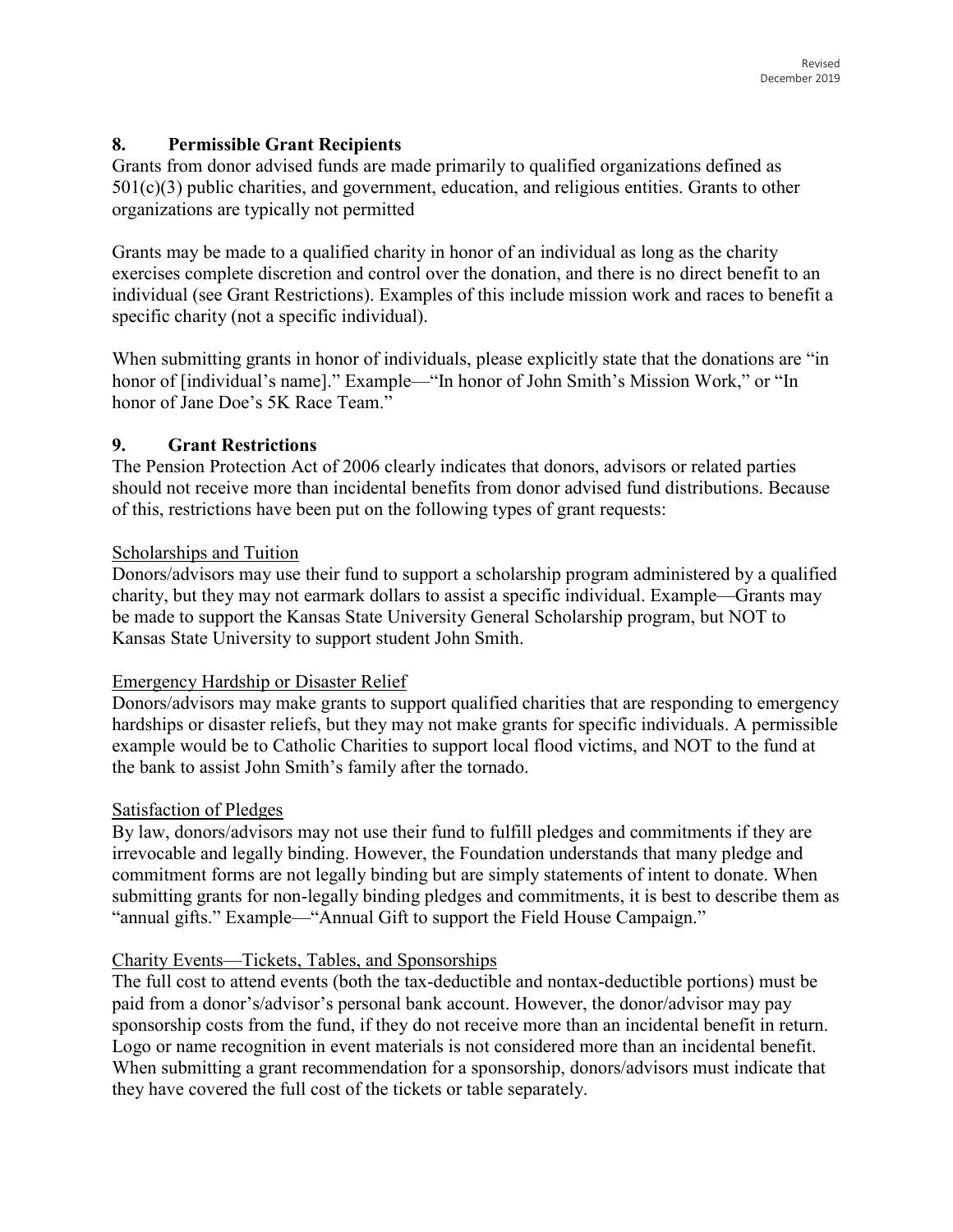## 8. Permissible Grant Recipients

Grants from donor advised funds are made primarily to qualified organizations defined as 501(c)(3) public charities, and government, education, and religious entities. Grants to other organizations are typically not permitted

Grants may be made to a qualified charity in honor of an individual as long as the charity exercises complete discretion and control over the donation, and there is no direct benefit to an individual (see Grant Restrictions). Examples of this include mission work and races to benefit a specific charity (not a specific individual).

When submitting grants in honor of individuals, please explicitly state that the donations are "in honor of [individual's name]." Example—"In honor of John Smith's Mission Work," or "In honor of Jane Doe's 5K Race Team."

## 9. Grant Restrictions

The Pension Protection Act of 2006 clearly indicates that donors, advisors or related parties should not receive more than incidental benefits from donor advised fund distributions. Because of this, restrictions have been put on the following types of grant requests:

<u>Scholarships and Tuition</u>

Donors/advisors may use their fund to support a scholarship program administered by a qualified charity, but they may not earmark dollars to assist a specific individual. Example—Grants may be made to support the Kansas State University General Scholarship program, but NOT to Kansas State University to support student John Smith.

<u>Emergency Hardship or Disaster Relief</u>

Donors/advisors may make grants to support qualified charities that are responding to emergency hardships or disaster reliefs, but they may not make grants for specific individuals. A permissible example would be to Catholic Charities to support local flood victims, and NOT to the fund at the bank to assist John Smith's family after the tornado.

<u>Satisfaction of Pledges</u>

By law, donors/advisors may not use their fund to fulfill pledges and commitments if they are irrevocable and legally binding. However, the Foundation understands that many pledge and commitment forms are not legally binding but are simply statements of intent to donate. When submitting grants for non-legally binding pledges and commitments, it is best to describe them as "annual gifts." Example—"Annual Gift to support the Field House Campaign."

<u>Charity Events—Tickets, Tables, and Sponsorships</u>

The full cost to attend events (both the tax-deductible and nontax-deductible portions) must be paid from a donor's/advisor's personal bank account. However, the donor/advisor may pay sponsorship costs from the fund, if they do not receive more than an incidental benefit in return. Logo or name recognition in event materials is not considered more than an incidental benefit. When submitting a grant recommendation for a sponsorship, donors/advisors must indicate that they have covered the full cost of the tickets or table separately.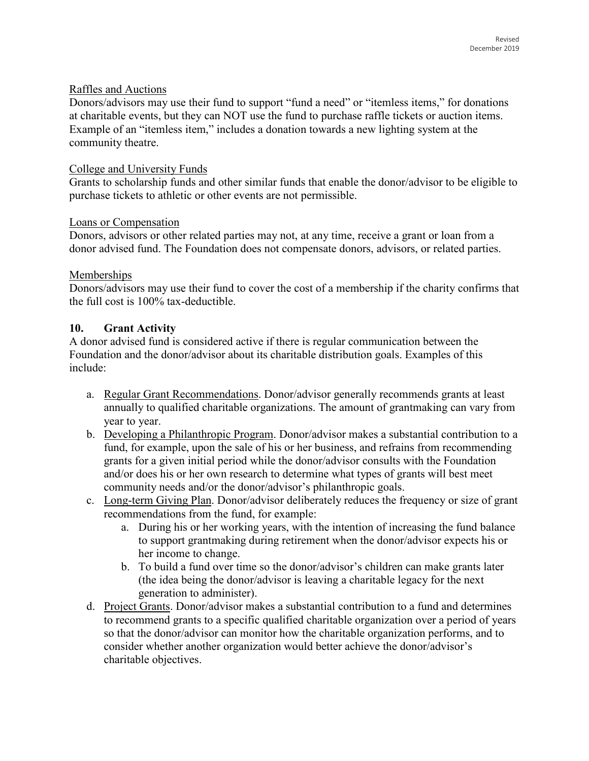Raffles and Auctions

Donors/advisors may use their fund to support "fund a need" or "itemless items," for donations at charitable events, but they can NOT use the fund to purchase raffle tickets or auction items. Example of an "itemless item," includes a donation towards a new lighting system at the community theatre.

College and University Funds

Grants to scholarship funds and other similar funds that enable the donor/advisor to be eligible to purchase tickets to athletic or other events are not permissible.

Loans or Compensation

Donors, advisors or other related parties may not, at any time, receive a grant or loan from a donor advised fund. The Foundation does not compensate donors, advisors, or related parties.

Memberships

Donors/advisors may use their fund to cover the cost of a membership if the charity confirms that the full cost is 100% tax-deductible.

## 10. Grant Activity

A donor advised fund is considered active if there is regular communication between the Foundation and the donor/advisor about its charitable distribution goals. Examples of this include:

a. Regular Grant Recommendations. Donor/advisor generally recommends grants at least annually to qualified charitable organizations. The amount of grantmaking can vary from year to year.
b. Developing a Philanthropic Program. Donor/advisor makes a substantial contribution to a fund, for example, upon the sale of his or her business, and refrains from recommending grants for a given initial period while the donor/advisor consults with the Foundation and/or does his or her own research to determine what types of grants will best meet community needs and/or the donor/advisor's philanthropic goals.
c. Long-term Giving Plan. Donor/advisor deliberately reduces the frequency or size of grant recommendations from the fund, for example:
    a. During his or her working years, with the intention of increasing the fund balance to support grantmaking during retirement when the donor/advisor expects his or her income to change.
    b. To build a fund over time so the donor/advisor's children can make grants later (the idea being the donor/advisor is leaving a charitable legacy for the next generation to administer).
d. Project Grants. Donor/advisor makes a substantial contribution to a fund and determines to recommend grants to a specific qualified charitable organization over a period of years so that the donor/advisor can monitor how the charitable organization performs, and to consider whether another organization would better achieve the donor/advisor's charitable objectives.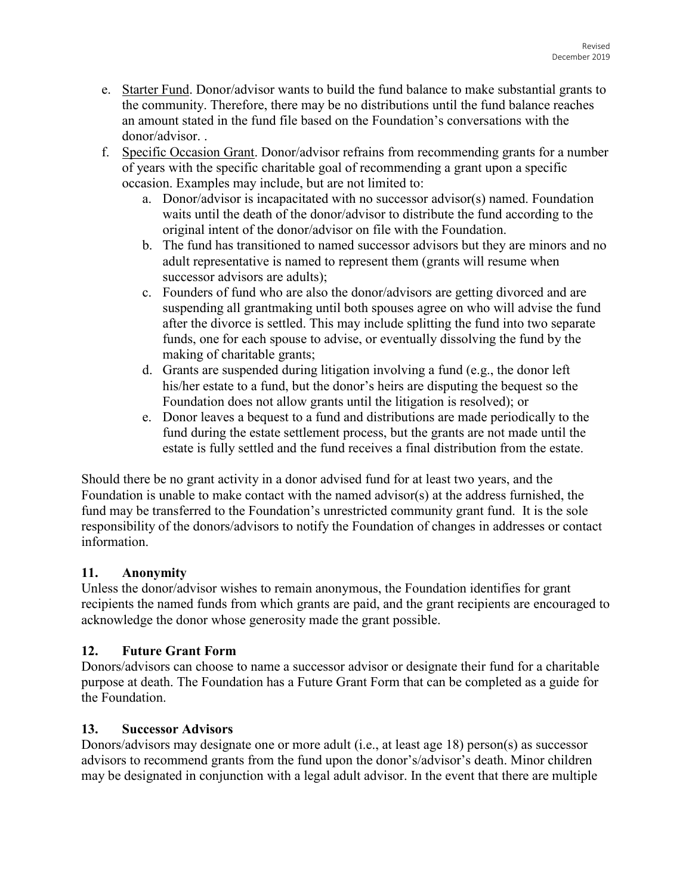e. Starter Fund. Donor/advisor wants to build the fund balance to make substantial grants to the community. Therefore, there may be no distributions until the fund balance reaches an amount stated in the fund file based on the Foundation's conversations with the donor/advisor. .

f. Specific Occasion Grant. Donor/advisor refrains from recommending grants for a number of years with the specific charitable goal of recommending a grant upon a specific occasion. Examples may include, but are not limited to:

   a. Donor/advisor is incapacitated with no successor advisor(s) named. Foundation waits until the death of the donor/advisor to distribute the fund according to the original intent of the donor/advisor on file with the Foundation.
   b. The fund has transitioned to named successor advisors but they are minors and no adult representative is named to represent them (grants will resume when successor advisors are adults);
   c. Founders of fund who are also the donor/advisors are getting divorced and are suspending all grantmaking until both spouses agree on who will advise the fund after the divorce is settled. This may include splitting the fund into two separate funds, one for each spouse to advise, or eventually dissolving the fund by the making of charitable grants;
   d. Grants are suspended during litigation involving a fund (e.g., the donor left his/her estate to a fund, but the donor's heirs are disputing the bequest so the Foundation does not allow grants until the litigation is resolved); or
   e. Donor leaves a bequest to a fund and distributions are made periodically to the fund during the estate settlement process, but the grants are not made until the estate is fully settled and the fund receives a final distribution from the estate.

Should there be no grant activity in a donor advised fund for at least two years, and the Foundation is unable to make contact with the named advisor(s) at the address furnished, the fund may be transferred to the Foundation's unrestricted community grant fund. It is the sole responsibility of the donors/advisors to notify the Foundation of changes in addresses or contact information.

## 11. Anonymity

Unless the donor/advisor wishes to remain anonymous, the Foundation identifies for grant recipients the named funds from which grants are paid, and the grant recipients are encouraged to acknowledge the donor whose generosity made the grant possible.

## 12. Future Grant Form

Donors/advisors can choose to name a successor advisor or designate their fund for a charitable purpose at death. The Foundation has a Future Grant Form that can be completed as a guide for the Foundation.

## 13. Successor Advisors

Donors/advisors may designate one or more adult (i.e., at least age 18) person(s) as successor advisors to recommend grants from the fund upon the donor's/advisor's death. Minor children may be designated in conjunction with a legal adult advisor. In the event that there are multiple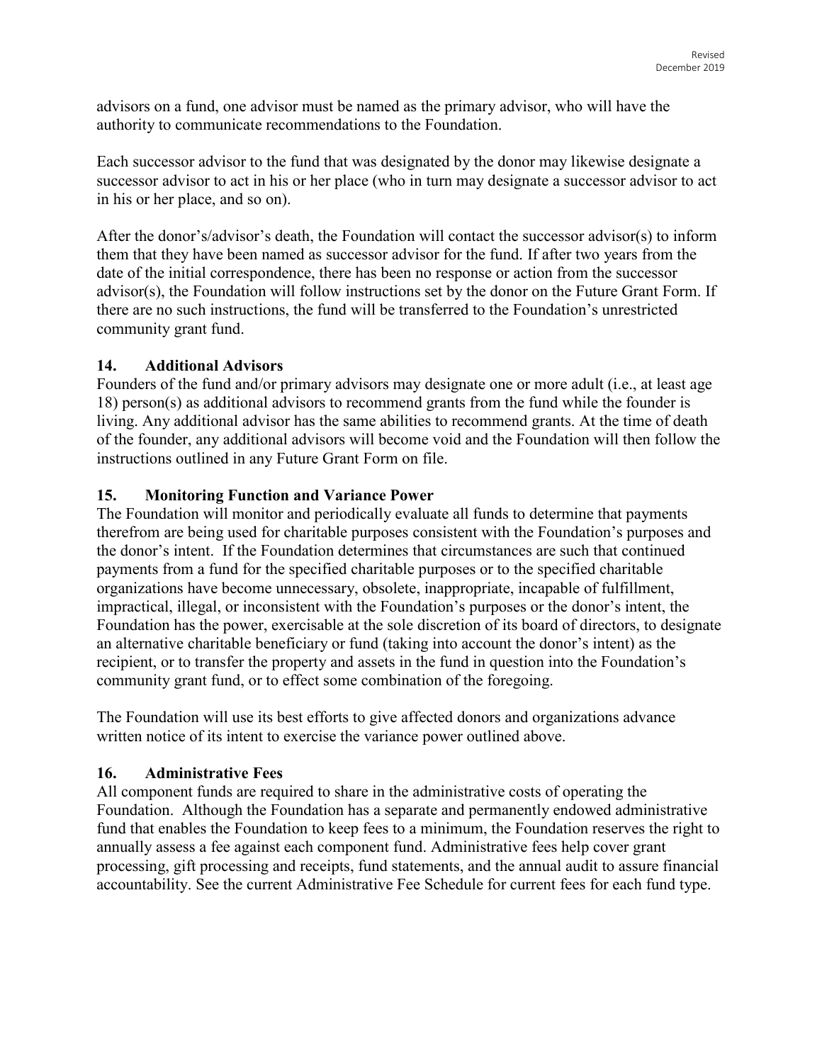advisors on a fund, one advisor must be named as the primary advisor, who will have the authority to communicate recommendations to the Foundation.

Each successor advisor to the fund that was designated by the donor may likewise designate a successor advisor to act in his or her place (who in turn may designate a successor advisor to act in his or her place, and so on).

After the donor's/advisor's death, the Foundation will contact the successor advisor(s) to inform them that they have been named as successor advisor for the fund. If after two years from the date of the initial correspondence, there has been no response or action from the successor advisor(s), the Foundation will follow instructions set by the donor on the Future Grant Form. If there are no such instructions, the fund will be transferred to the Foundation's unrestricted community grant fund.

### 14. Additional Advisors

Founders of the fund and/or primary advisors may designate one or more adult (i.e., at least age 18) person(s) as additional advisors to recommend grants from the fund while the founder is living. Any additional advisor has the same abilities to recommend grants. At the time of death of the founder, any additional advisors will become void and the Foundation will then follow the instructions outlined in any Future Grant Form on file.

### 15. Monitoring Function and Variance Power

The Foundation will monitor and periodically evaluate all funds to determine that payments therefrom are being used for charitable purposes consistent with the Foundation's purposes and the donor's intent. If the Foundation determines that circumstances are such that continued payments from a fund for the specified charitable purposes or to the specified charitable organizations have become unnecessary, obsolete, inappropriate, incapable of fulfillment, impractical, illegal, or inconsistent with the Foundation's purposes or the donor's intent, the Foundation has the power, exercisable at the sole discretion of its board of directors, to designate an alternative charitable beneficiary or fund (taking into account the donor's intent) as the recipient, or to transfer the property and assets in the fund in question into the Foundation's community grant fund, or to effect some combination of the foregoing.

The Foundation will use its best efforts to give affected donors and organizations advance written notice of its intent to exercise the variance power outlined above.

### 16. Administrative Fees

All component funds are required to share in the administrative costs of operating the Foundation. Although the Foundation has a separate and permanently endowed administrative fund that enables the Foundation to keep fees to a minimum, the Foundation reserves the right to annually assess a fee against each component fund. Administrative fees help cover grant processing, gift processing and receipts, fund statements, and the annual audit to assure financial accountability. See the current Administrative Fee Schedule for current fees for each fund type.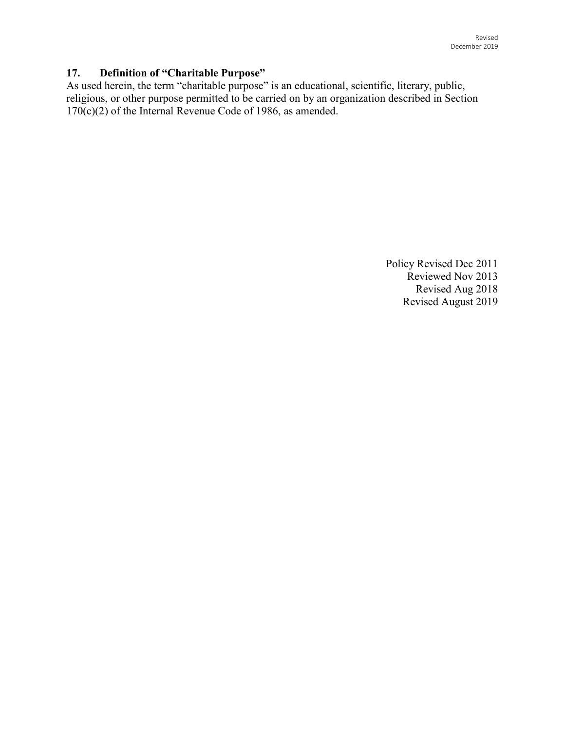### 17. Definition of "Charitable Purpose"

As used herein, the term "charitable purpose" is an educational, scientific, literary, public, religious, or other purpose permitted to be carried on by an organization described in Section 170(c)(2) of the Internal Revenue Code of 1986, as amended.

Policy Revised Dec 2011
Reviewed Nov 2013
Revised Aug 2018
Revised August 2019